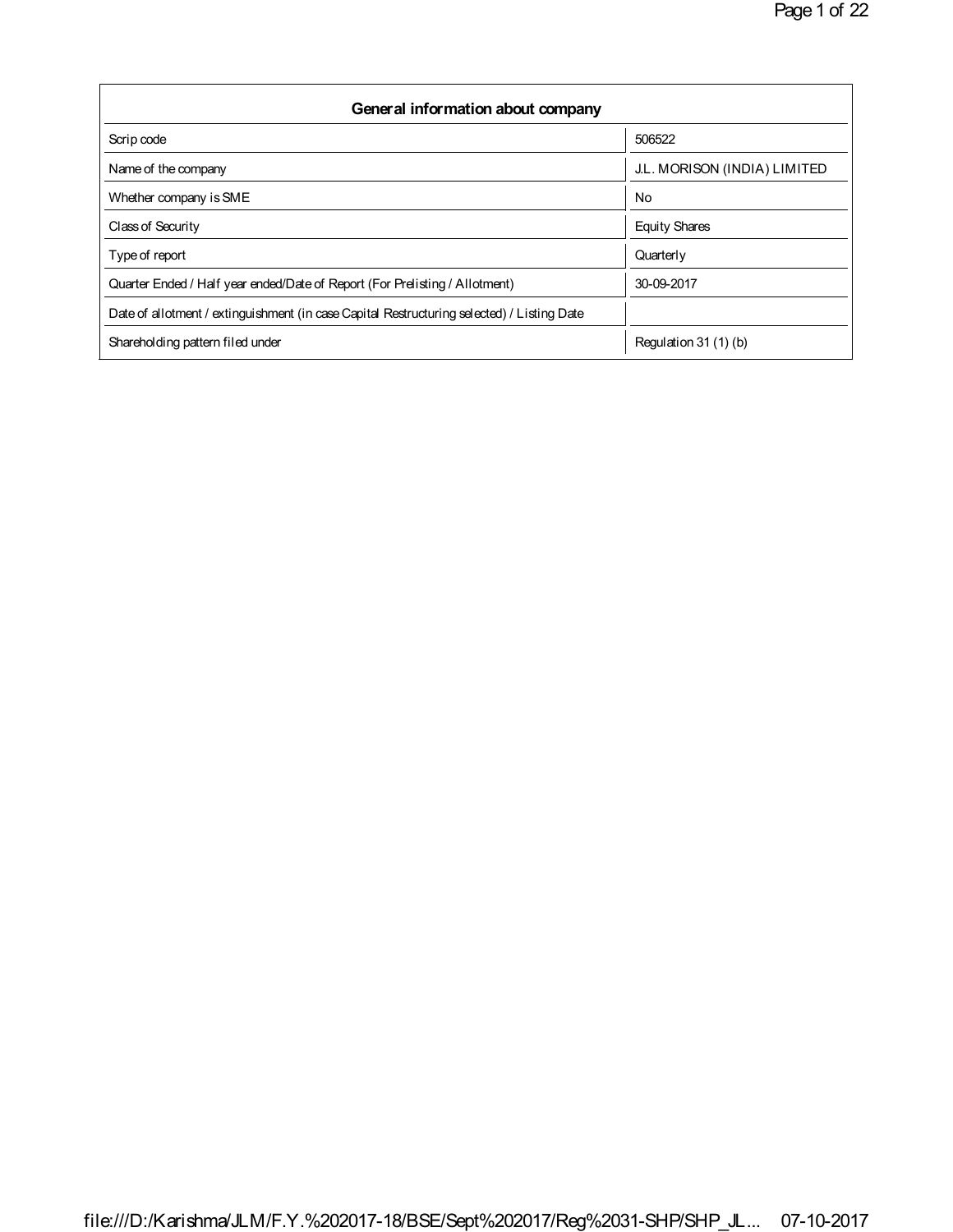| General information about company | |
|---|---|
| Scrip code | 506522 |
| Name of the company | J.L. MORISON (INDIA) LIMITED |
| Whether company is SME | No |
| Class of Security | Equity Shares |
| Type of report | Quarterly |
| Quarter Ended / Half year ended/Date of Report (For Prelisting / Allotment) | 30-09-2017 |
| Date of allotment / extinguishment (in case Capital Restructuring selected) / Listing Date | |
| Shareholding pattern filed under | Regulation 31 (1) (b) |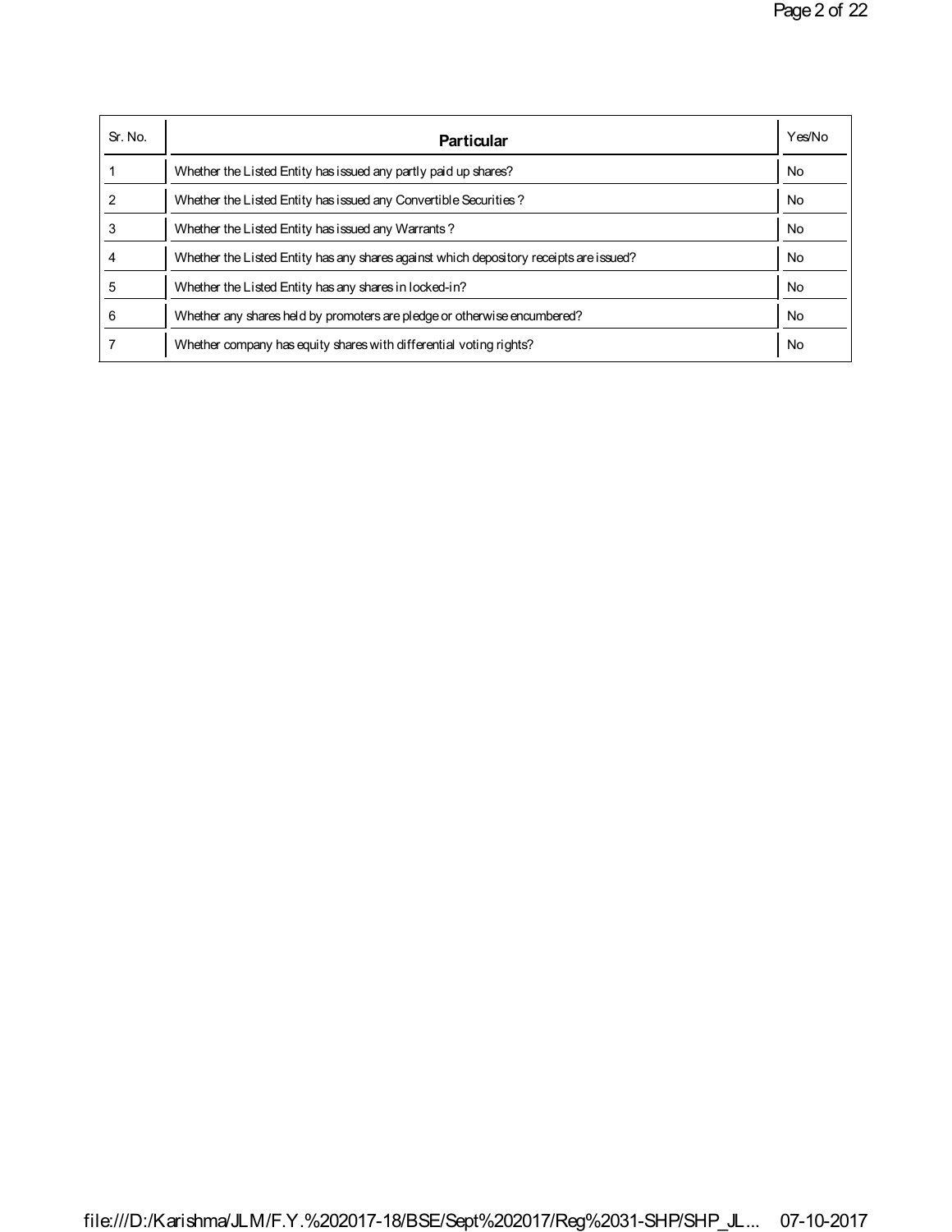| Sr. No. | Particular | Yes/No |
| --- | --- | --- |
| 1 | Whether the Listed Entity has issued any partly paid up shares? | No |
| 2 | Whether the Listed Entity has issued any Convertible Securities ? | No |
| 3 | Whether the Listed Entity has issued any Warrants ? | No |
| 4 | Whether the Listed Entity has any shares against which depository receipts are issued? | No |
| 5 | Whether the Listed Entity has any shares in locked-in? | No |
| 6 | Whether any shares held by promoters are pledge or otherwise encumbered? | No |
| 7 | Whether company has equity shares with differential voting rights? | No |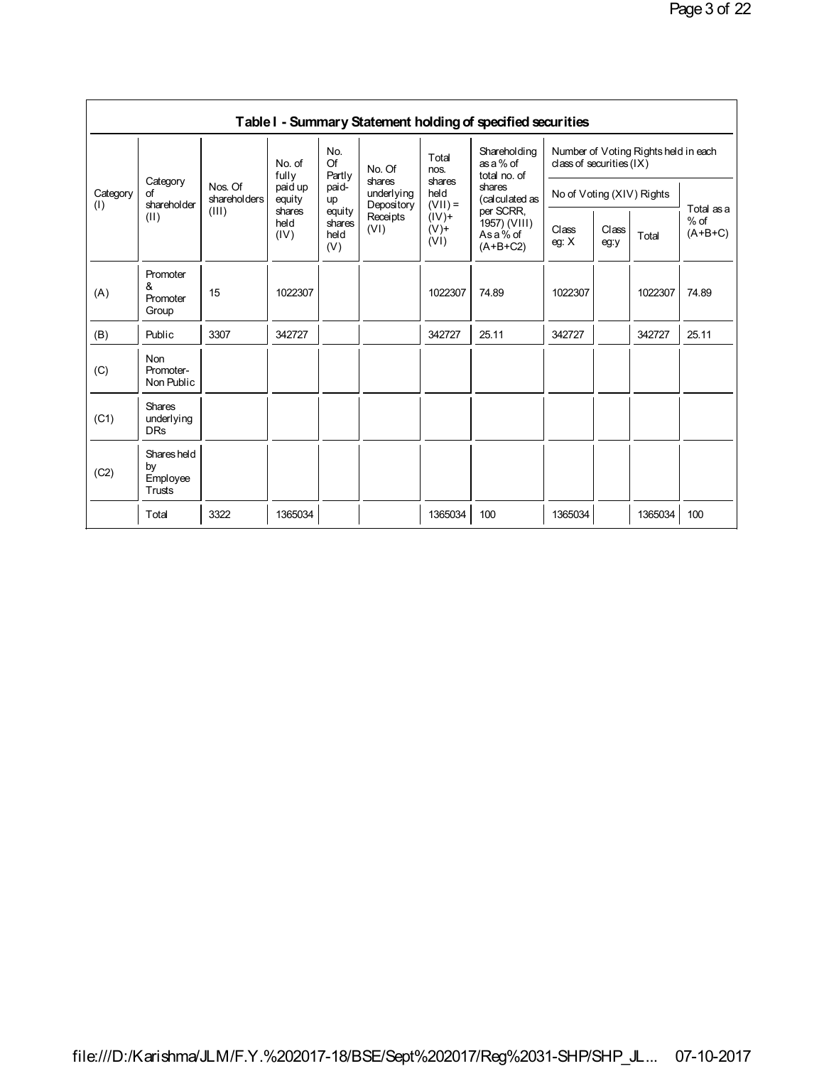## Table I - Summary Statement holding of specified securities

| Category (I) | Category of shareholder (II) | Nos. Of shareholders (III) | No. of fully paid up equity shares held (IV) | No. Of Partly paid-up equity shares held (V) | No. Of shares underlying Depository Receipts (VI) | Total nos. shares held (VII) = (IV)+ (V)+ (VI) | Shareholding as a % of total no. of shares (calculated as per SCRR, 1957) (VIII) As a % of (A+B+C2) | Number of Voting Rights held in each class of securities (IX) | | | |
|---|---|---|---|---|---|---|---|---|---|---|---|
| | | | | | | | | No of Voting (XIV) Rights | | | Total as a % of (A+B+C) |
| | | | | | | | | Class eg: X | Class eg:y | Total | |
| (A) | Promoter & Promoter Group | 15 | 1022307 | | | 1022307 | 74.89 | 1022307 | | 1022307 | 74.89 |
| (B) | Public | 3307 | 342727 | | | 342727 | 25.11 | 342727 | | 342727 | 25.11 |
| (C) | Non Promoter- Non Public | | | | | | | | | | |
| (C1) | Shares underlying DRs | | | | | | | | | | |
| (C2) | Shares held by Employee Trusts | | | | | | | | | | |
| | Total | 3322 | 1365034 | | | 1365034 | 100 | 1365034 | | 1365034 | 100 |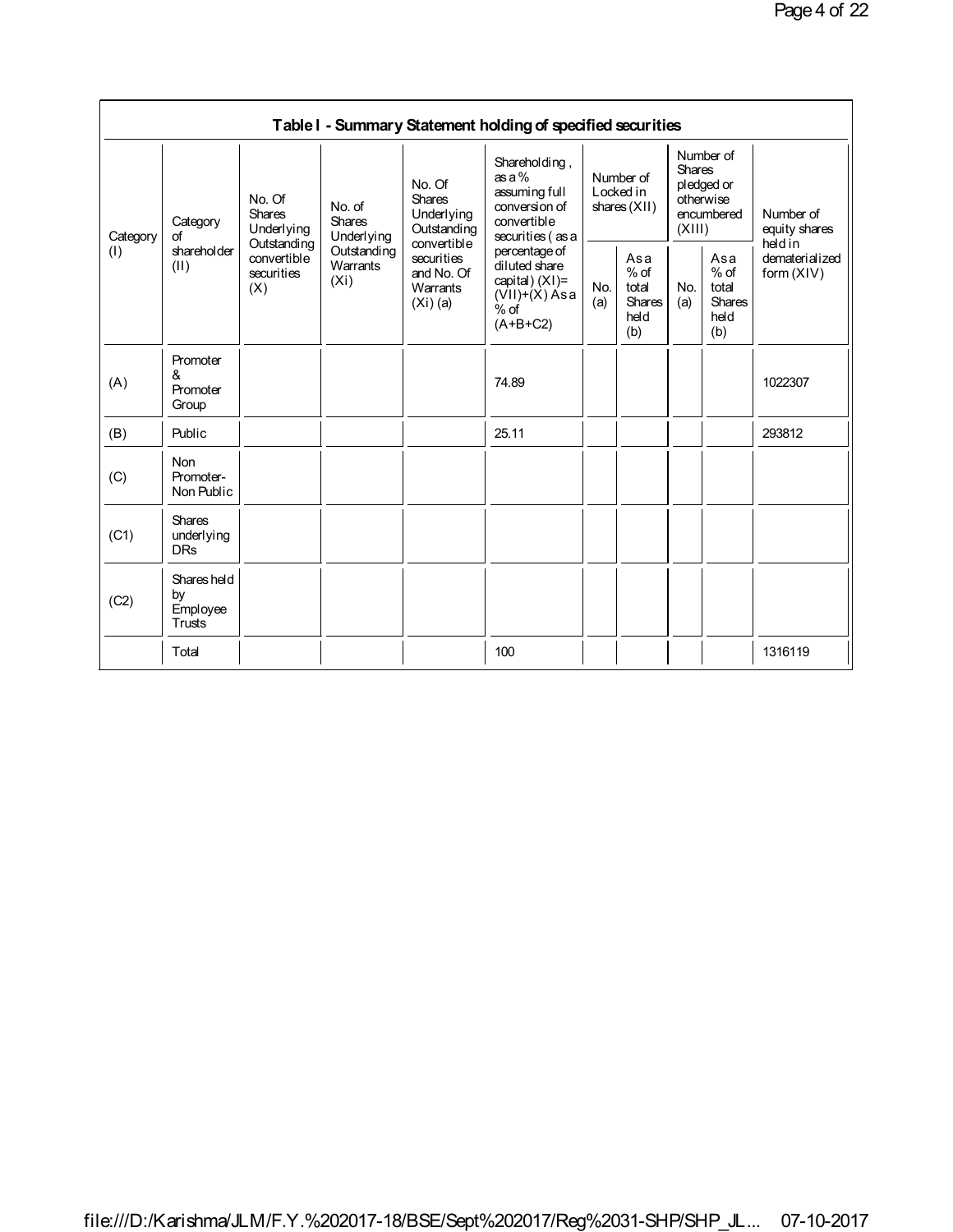| Table I - Summary Statement holding of specified securities | | | | | | | | | | |
|---|---|---|---|---|---|---|---|---|---|---|
| Category (I) | Category of shareholder (II) | No. Of Shares Underlying Outstanding convertible securities (X) | No. of Shares Underlying Outstanding Warrants (Xi) | No. Of Shares Underlying Outstanding convertible securities and No. Of Warrants (Xi) (a) | Shareholding , as a % assuming full conversion of convertible securities ( as a percentage of diluted share capital) (XI)= (VII)+(X) As a % of (A+B+C2) | Number of Locked in shares (XII) | | Number of Shares pledged or otherwise encumbered (XIII) | | Number of equity shares held in dematerialized form (XIV) |
| | | | | | | No. (a) | As a % of total Shares held (b) | No. (a) | As a % of total Shares held (b) | |
| (A) | Promoter & Promoter Group | | | | 74.89 | | | | | 1022307 |
| (B) | Public | | | | 25.11 | | | | | 293812 |
| (C) | Non Promoter- Non Public | | | | | | | | | |
| (C1) | Shares underlying DRs | | | | | | | | | |
| (C2) | Shares held by Employee Trusts | | | | | | | | | |
| | Total | | | | 100 | | | | | 1316119 |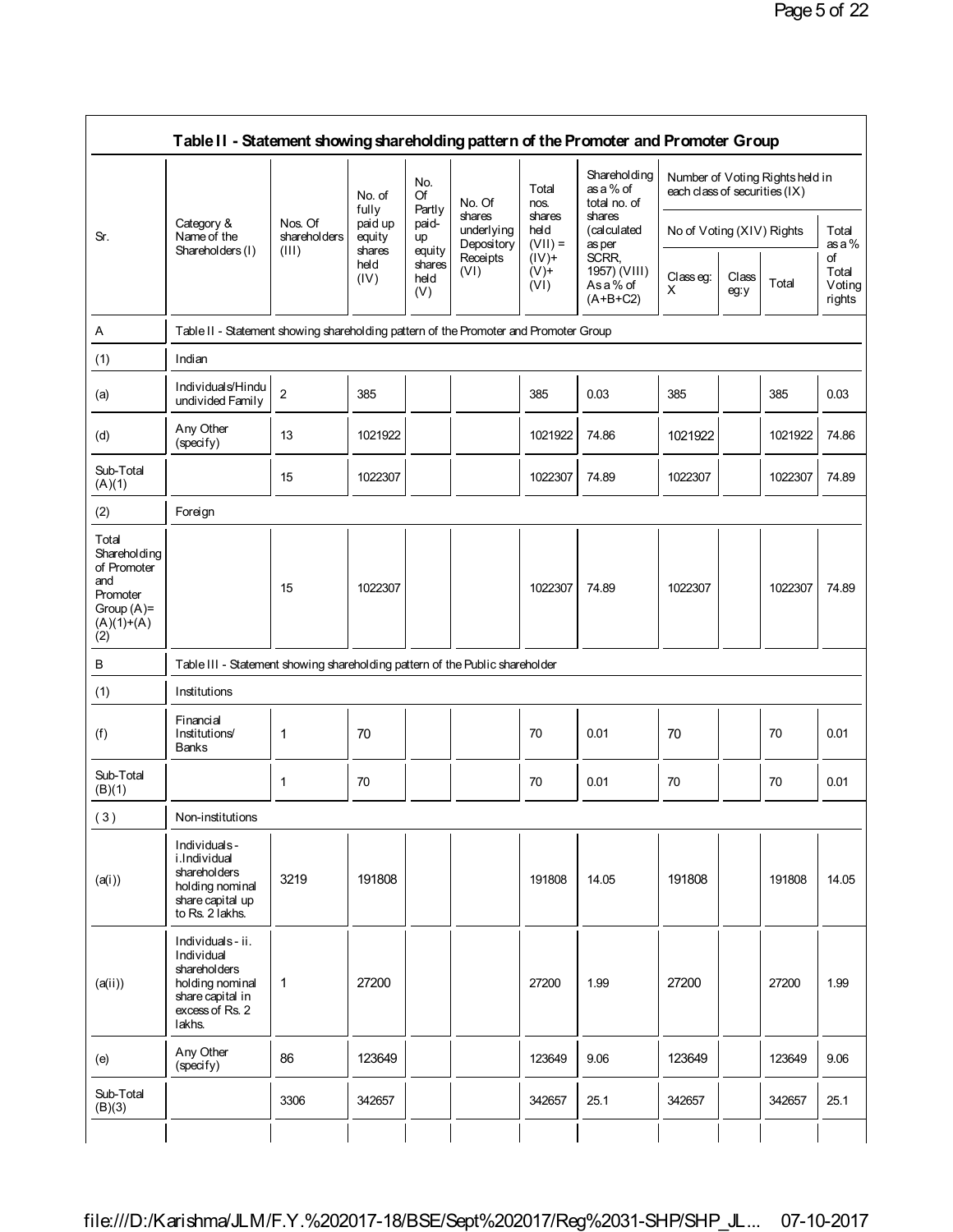| Table II - Statement showing shareholding pattern of the Promoter and Promoter Group | | | | | | | | | | | | |
|---|---|---|---|---|---|---|---|---|---|---|---|---|
| Sr. | Category & Name of the Shareholders (I) | Nos. Of shareholders (III) | No. of fully paid up equity shares held (IV) | No. Of Partly paid-up equity shares held (V) | No. Of shares underlying Depository Receipts (VI) | Total nos. shares held (VII) = (IV)+ (V)+ (VI) | Shareholding as a % of total no. of shares (calculated as per SCRR, 1957) (VIII) As a % of (A+B+C2) | Number of Voting Rights held in each class of securities (IX) | | | |
| | | | | | | | | No of Voting (XIV) Rights | | | Total as a % of Total Voting rights |
| | | | | | | | | Class eg: X | Class eg:y | Total | |
| A | Table II - Statement showing shareholding pattern of the Promoter and Promoter Group | | | | | | | | | | |
| (1) | Indian | | | | | | | | | | |
| (a) | Individuals/Hindu undivided Family | 2 | 385 | | | 385 | 0.03 | 385 | | 385 | 0.03 |
| (d) | Any Other (specify) | 13 | 1021922 | | | 1021922 | 74.86 | 1021922 | | 1021922 | 74.86 |
| Sub-Total (A)(1) | | 15 | 1022307 | | | 1022307 | 74.89 | 1022307 | | 1022307 | 74.89 |
| (2) | Foreign | | | | | | | | | | |
| Total Shareholding of Promoter and Promoter Group (A)=(A)(1)+(A)(2) | | 15 | 1022307 | | | 1022307 | 74.89 | 1022307 | | 1022307 | 74.89 |
| B | Table III - Statement showing shareholding pattern of the Public shareholder | | | | | | | | | | |
| (1) | Institutions | | | | | | | | | | |
| (f) | Financial Institutions/ Banks | 1 | 70 | | | 70 | 0.01 | 70 | | 70 | 0.01 |
| Sub-Total (B)(1) | | 1 | 70 | | | 70 | 0.01 | 70 | | 70 | 0.01 |
| (3) | Non-institutions | | | | | | | | | | |
| (a(i)) | Individuals - i.Individual shareholders holding nominal share capital up to Rs. 2 lakhs. | 3219 | 191808 | | | 191808 | 14.05 | 191808 | | 191808 | 14.05 |
| (a(ii)) | Individuals - ii. Individual shareholders holding nominal share capital in excess of Rs. 2 lakhs. | 1 | 27200 | | | 27200 | 1.99 | 27200 | | 27200 | 1.99 |
| (e) | Any Other (specify) | 86 | 123649 | | | 123649 | 9.06 | 123649 | | 123649 | 9.06 |
| Sub-Total (B)(3) | | 3306 | 342657 | | | 342657 | 25.1 | 342657 | | 342657 | 25.1 |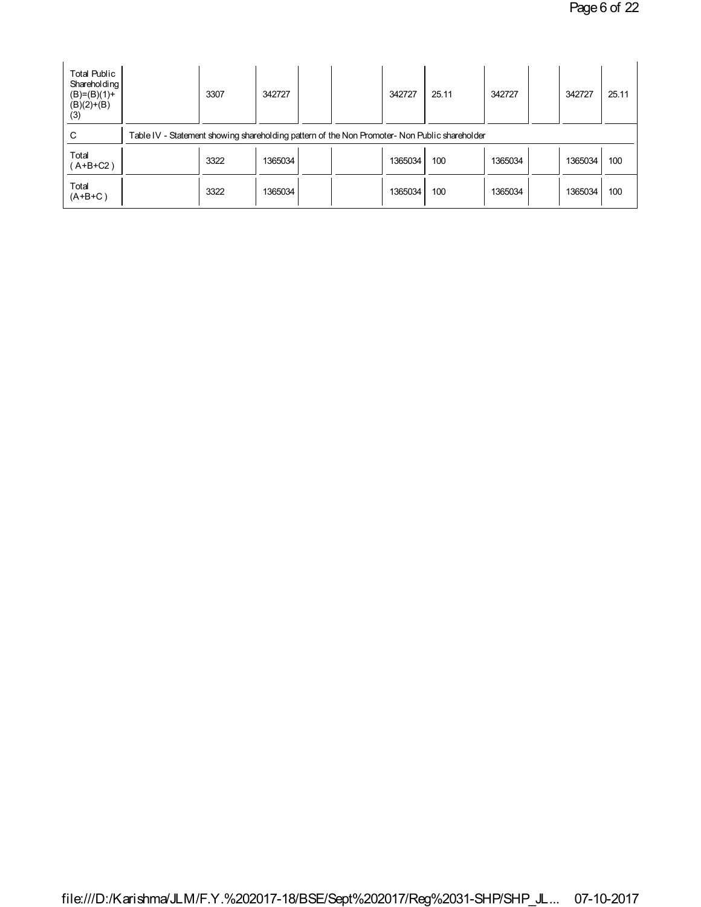| Total Public Shareholding (B)=(B)(1)+(B)(2)+(B)(3) | | 3307 | 342727 | | | 342727 | 25.11 | 342727 | | 342727 | 25.11 |
|---|---|---|---|---|---|---|---|---|---|---|---|
| C | Table IV - Statement showing shareholding pattern of the Non Promoter- Non Public shareholder | | | | | | | | | | |
| Total ( A+B+C2 ) | | 3322 | 1365034 | | | 1365034 | 100 | 1365034 | | 1365034 | 100 |
| Total (A+B+C ) | | 3322 | 1365034 | | | 1365034 | 100 | 1365034 | | 1365034 | 100 |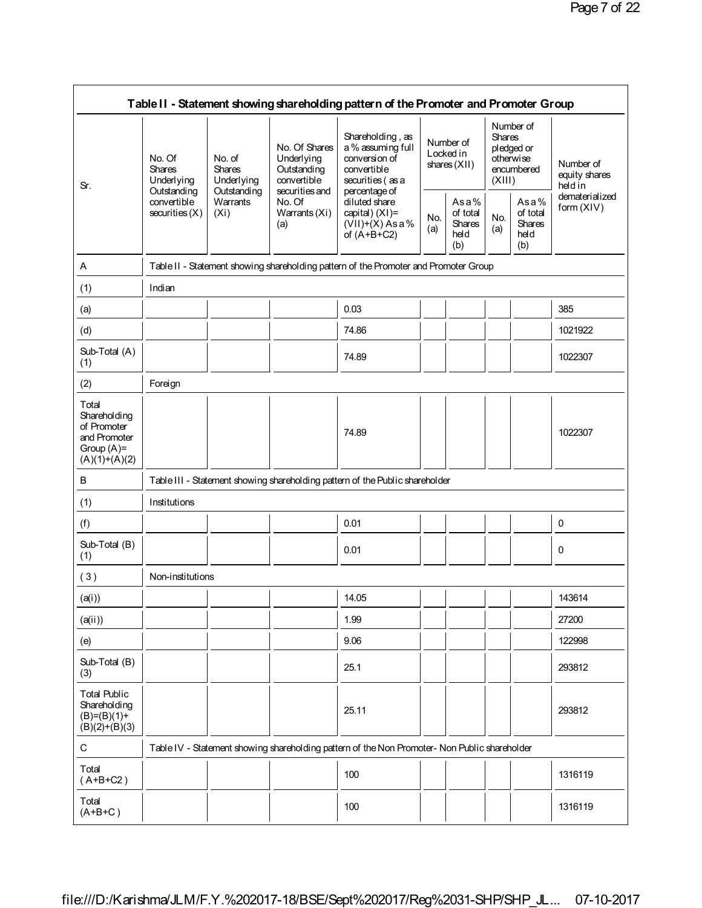| Table II - Statement showing shareholding pattern of the Promoter and Promoter Group | | | | | | | | | |
|---|---|---|---|---|---|---|---|---|---|
| Sr. | No. Of Shares Underlying Outstanding convertible securities (X) | No. of Shares Underlying Outstanding Warrants (Xi) | No. Of Shares Underlying Outstanding convertible securities and No. Of Warrants (Xi) (a) | Shareholding , as a % assuming full conversion of convertible securities ( as a percentage of diluted share capital) (XI)= (VII)+(X) As a % of (A+B+C2) | Number of Locked in shares (XII) | | Number of Shares pledged or otherwise encumbered (XIII) | | Number of equity shares held in dematerialized form (XIV) |
| | | | | | No. (a) | As a % of total Shares held (b) | No. (a) | As a % of total Shares held (b) | |
| A | Table II - Statement showing shareholding pattern of the Promoter and Promoter Group | | | | | | | | |
| (1) | Indian | | | | | | | | |
| (a) | | | | 0.03 | | | | | 385 |
| (d) | | | | 74.86 | | | | | 1021922 |
| Sub-Total (A) (1) | | | | 74.89 | | | | | 1022307 |
| (2) | Foreign | | | | | | | | |
| Total Shareholding of Promoter and Promoter Group (A)= (A)(1)+(A)(2) | | | | 74.89 | | | | | 1022307 |
| B | Table III - Statement showing shareholding pattern of the Public shareholder | | | | | | | | |
| (1) | Institutions | | | | | | | | |
| (f) | | | | 0.01 | | | | | 0 |
| Sub-Total (B) (1) | | | | 0.01 | | | | | 0 |
| ( 3 ) | Non-institutions | | | | | | | | |
| (a(i)) | | | | 14.05 | | | | | 143614 |
| (a(ii)) | | | | 1.99 | | | | | 27200 |
| (e) | | | | 9.06 | | | | | 122998 |
| Sub-Total (B) (3) | | | | 25.1 | | | | | 293812 |
| Total Public Shareholding (B)=(B)(1)+ (B)(2)+(B)(3) | | | | 25.11 | | | | | 293812 |
| C | Table IV - Statement showing shareholding pattern of the Non Promoter- Non Public shareholder | | | | | | | | |
| Total ( A+B+C2 ) | | | | 100 | | | | | 1316119 |
| Total (A+B+C ) | | | | 100 | | | | | 1316119 |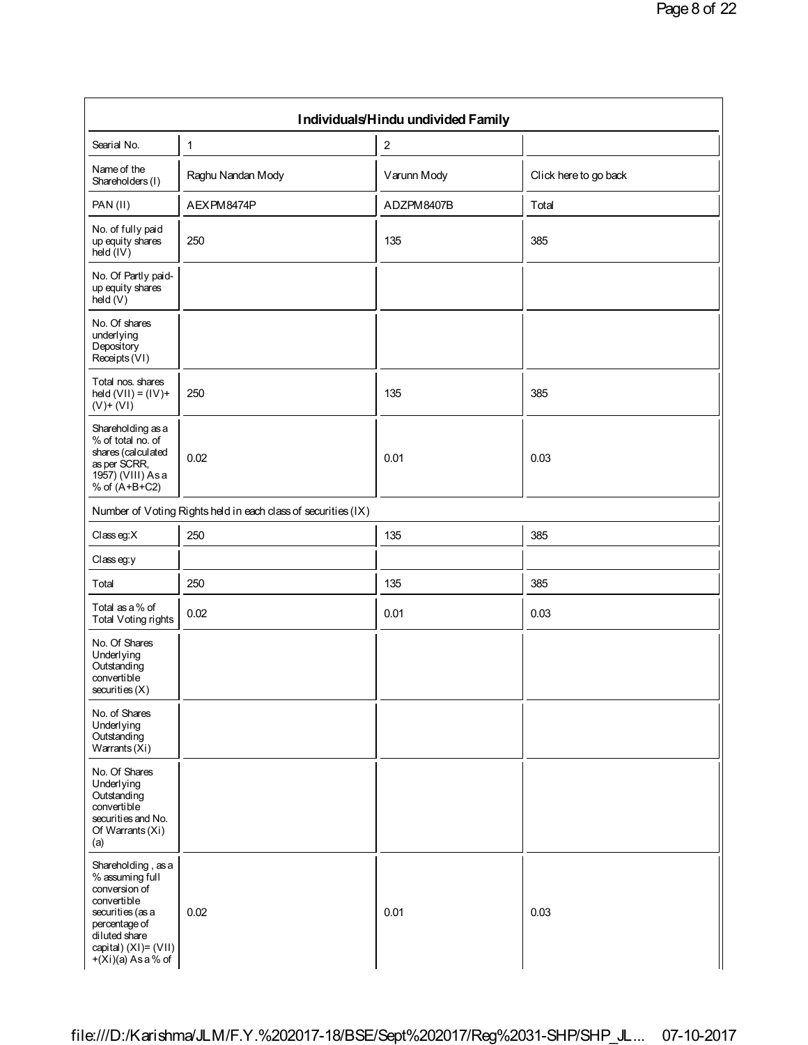| Individuals/Hindu undivided Family | | | |
|---|---|---|---|
| Searial No. | 1 | 2 | |
| Name of the Shareholders (I) | Raghu Nandan Mody | Varunn Mody | Click here to go back |
| PAN (II) | AEXPM8474P | ADZPM8407B | Total |
| No. of fully paid up equity shares held (IV) | 250 | 135 | 385 |
| No. Of Partly paid-up equity shares held (V) | | | |
| No. Of shares underlying Depository Receipts (VI) | | | |
| Total nos. shares held (VII) = (IV)+(V)+ (VI) | 250 | 135 | 385 |
| Shareholding as a % of total no. of shares (calculated as per SCRR, 1957) (VIII) As a % of (A+B+C2) | 0.02 | 0.01 | 0.03 |
| Number of Voting Rights held in each class of securities (IX) | | | |
| Class eg:X | 250 | 135 | 385 |
| Class eg:y | | | |
| Total | 250 | 135 | 385 |
| Total as a % of Total Voting rights | 0.02 | 0.01 | 0.03 |
| No. Of Shares Underlying Outstanding convertible securities (X) | | | |
| No. of Shares Underlying Outstanding Warrants (Xi) | | | |
| No. Of Shares Underlying Outstanding convertible securities and No. Of Warrants (Xi) (a) | | | |
| Shareholding , as a % assuming full conversion of convertible securities (as a percentage of diluted share capital) (XI)= (VII)+(Xi)(a) As a % of | 0.02 | 0.01 | 0.03 |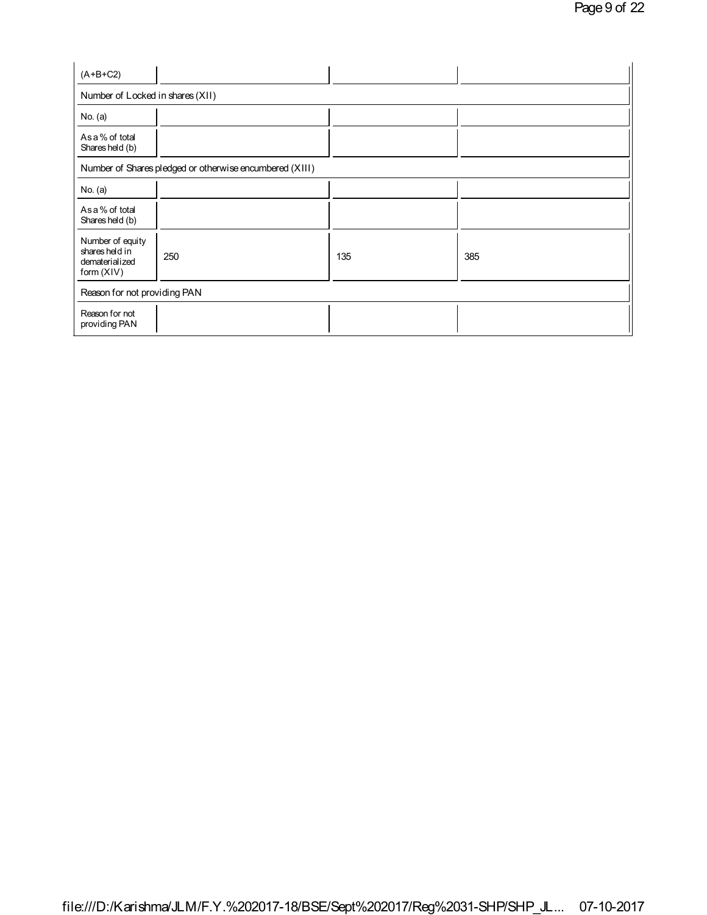| (A+B+C2) | | | |
|---|---|---|---|
| Number of Locked in shares (XII) | | | |
| No. (a) | | | |
| As a % of total Shares held (b) | | | |
| Number of Shares pledged or otherwise encumbered (XIII) | | | |
| No. (a) | | | |
| As a % of total Shares held (b) | | | |
| Number of equity shares held in dematerialized form (XIV) | 250 | 135 | 385 |
| Reason for not providing PAN | | | |
| Reason for not providing PAN | | | |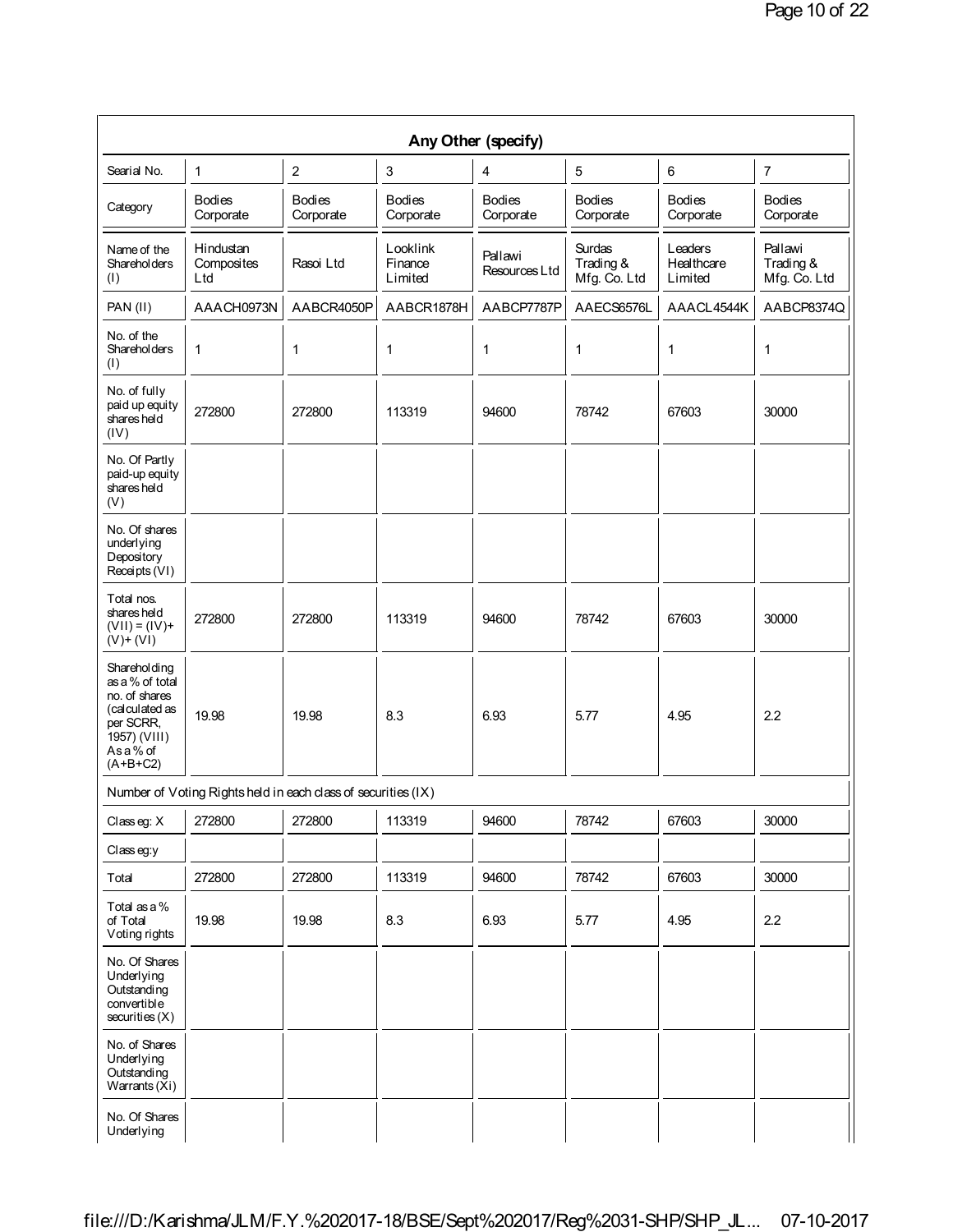| Any Other (specify) | | | | | | | |
|---|---|---|---|---|---|---|---|
| Searial No. | 1 | 2 | 3 | 4 | 5 | 6 | 7 |
| Category | Bodies Corporate | Bodies Corporate | Bodies Corporate | Bodies Corporate | Bodies Corporate | Bodies Corporate | Bodies Corporate |
| Name of the Shareholders (I) | Hindustan Composites Ltd | Rasoi Ltd | Looklink Finance Limited | Pallawi Resources Ltd | Surdas Trading & Mfg. Co. Ltd | Leaders Healthcare Limited | Pallawi Trading & Mfg. Co. Ltd |
| PAN (II) | AAACH0973N | AABCR4050P | AABCR1878H | AABCP7787P | AAECS6576L | AAACL4544K | AABCP8374Q |
| No. of the Shareholders (I) | 1 | 1 | 1 | 1 | 1 | 1 | 1 |
| No. of fully paid up equity shares held (IV) | 272800 | 272800 | 113319 | 94600 | 78742 | 67603 | 30000 |
| No. Of Partly paid-up equity shares held (V) | | | | | | | |
| No. Of shares underlying Depository Receipts (VI) | | | | | | | |
| Total nos. shares held (VII) = (IV)+ (V)+ (VI) | 272800 | 272800 | 113319 | 94600 | 78742 | 67603 | 30000 |
| Shareholding as a % of total no. of shares (calculated as per SCRR, 1957) (VIII) As a % of (A+B+C2) | 19.98 | 19.98 | 8.3 | 6.93 | 5.77 | 4.95 | 2.2 |
| Number of Voting Rights held in each class of securities (IX) | | | | | | | |
| Class eg: X | 272800 | 272800 | 113319 | 94600 | 78742 | 67603 | 30000 |
| Class eg:y | | | | | | | |
| Total | 272800 | 272800 | 113319 | 94600 | 78742 | 67603 | 30000 |
| Total as a % of Total Voting rights | 19.98 | 19.98 | 8.3 | 6.93 | 5.77 | 4.95 | 2.2 |
| No. Of Shares Underlying Outstanding convertible securities (X) | | | | | | | |
| No. of Shares Underlying Outstanding Warrants (Xi) | | | | | | | |
| No. Of Shares Underlying | | | | | | | |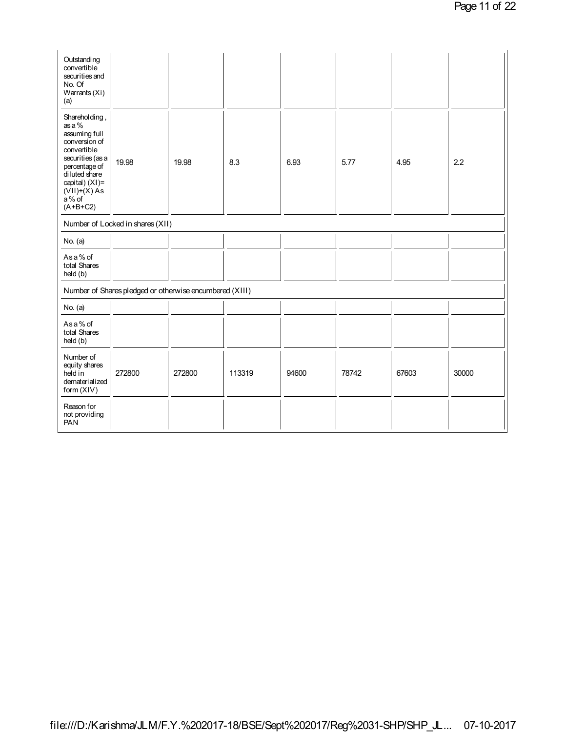| | | | | | | | |
|---|---|---|---|---|---|---|---|
| Outstanding convertible securities and No. Of Warrants (Xi) (a) | | | | | | | |
| Shareholding , as a % assuming full conversion of convertible securities (as a percentage of diluted share capital) (XI)= (VII)+(X) As a % of (A+B+C2) | 19.98 | 19.98 | 8.3 | 6.93 | 5.77 | 4.95 | 2.2 |
| Number of Locked in shares (XII) | | | | | | | |
| No. (a) | | | | | | | |
| As a % of total Shares held (b) | | | | | | | |
| Number of Shares pledged or otherwise encumbered (XIII) | | | | | | | |
| No. (a) | | | | | | | |
| As a % of total Shares held (b) | | | | | | | |
| Number of equity shares held in dematerialized form (XIV) | 272800 | 272800 | 113319 | 94600 | 78742 | 67603 | 30000 |
| Reason for not providing PAN | | | | | | | |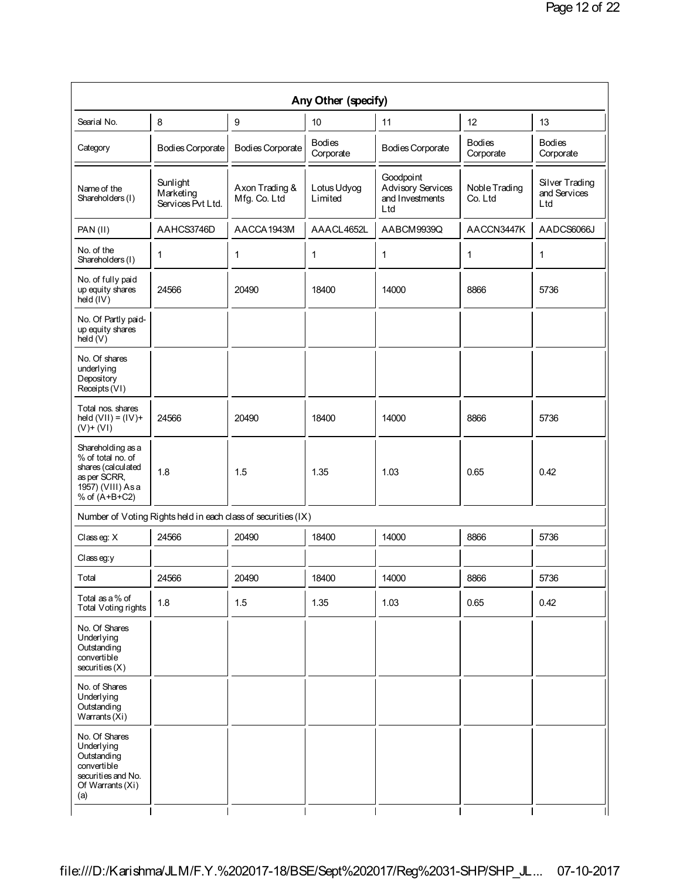| Any Other (specify) | | | | | | |
|---|---|---|---|---|---|---|
| Searial No. | 8 | 9 | 10 | 11 | 12 | 13 |
| Category | Bodies Corporate | Bodies Corporate | Bodies Corporate | Bodies Corporate | Bodies Corporate | Bodies Corporate |
| Name of the Shareholders (I) | Sunlight Marketing Services Pvt Ltd. | Axon Trading & Mfg. Co. Ltd | Lotus Udyog Limited | Goodpoint Advisory Services and Investments Ltd | Noble Trading Co. Ltd | Silver Trading and Services Ltd |
| PAN (II) | AAHCS3746D | AACCA1943M | AAACL4652L | AABCM9939Q | AACCN3447K | AADCS6066J |
| No. of the Shareholders (I) | 1 | 1 | 1 | 1 | 1 | 1 |
| No. of fully paid up equity shares held (IV) | 24566 | 20490 | 18400 | 14000 | 8866 | 5736 |
| No. Of Partly paid-up equity shares held (V) | | | | | | |
| No. Of shares underlying Depository Receipts (VI) | | | | | | |
| Total nos. shares held (VII) = (IV)+ (V)+ (VI) | 24566 | 20490 | 18400 | 14000 | 8866 | 5736 |
| Shareholding as a % of total no. of shares (calculated as per SCRR, 1957) (VIII) As a % of (A+B+C2) | 1.8 | 1.5 | 1.35 | 1.03 | 0.65 | 0.42 |
| Number of Voting Rights held in each class of securities (IX) | | | | | | |
| Class eg: X | 24566 | 20490 | 18400 | 14000 | 8866 | 5736 |
| Class eg:y | | | | | | |
| Total | 24566 | 20490 | 18400 | 14000 | 8866 | 5736 |
| Total as a % of Total Voting rights | 1.8 | 1.5 | 1.35 | 1.03 | 0.65 | 0.42 |
| No. Of Shares Underlying Outstanding convertible securities (X) | | | | | | |
| No. of Shares Underlying Outstanding Warrants (Xi) | | | | | | |
| No. Of Shares Underlying Outstanding convertible securities and No. Of Warrants (Xi) (a) | | | | | | |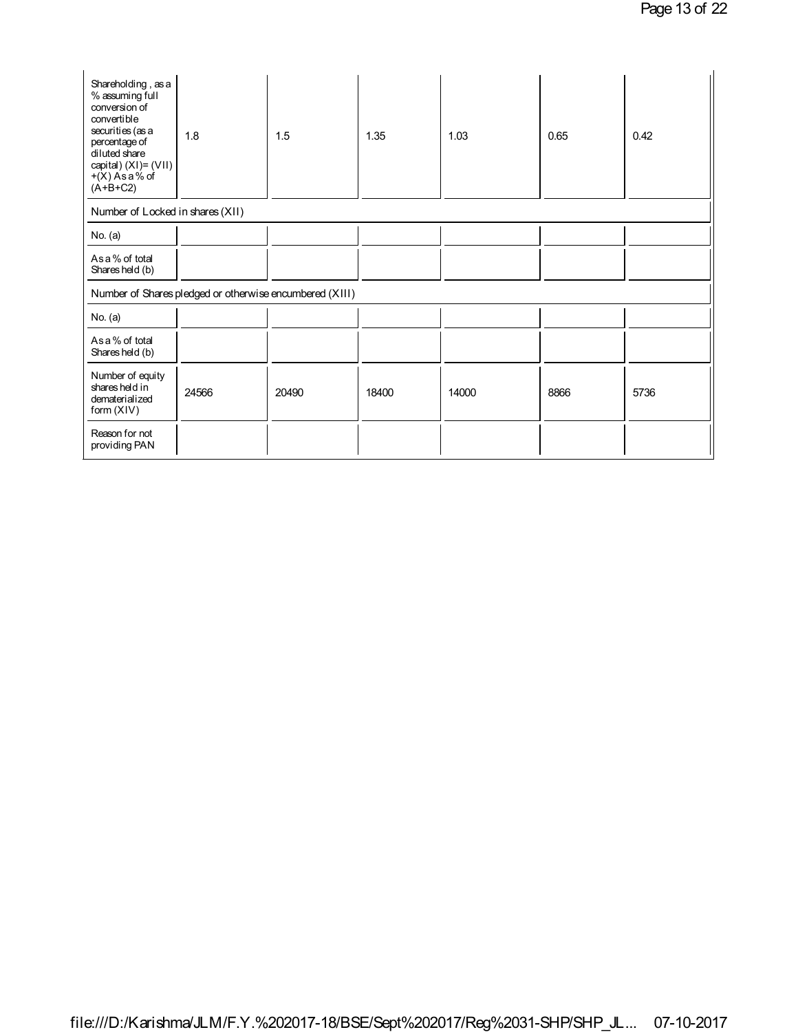| Shareholding , as a % assuming full conversion of convertible securities (as a percentage of diluted share capital) (XI)= (VII) +(X) As a % of (A+B+C2) | 1.8 | 1.5 | 1.35 | 1.03 | 0.65 | 0.42 |
|---|---|---|---|---|---|---|
| Number of Locked in shares (XII) | | | | | | |
| No. (a) | | | | | | |
| As a % of total Shares held (b) | | | | | | |
| Number of Shares pledged or otherwise encumbered (XIII) | | | | | | |
| No. (a) | | | | | | |
| As a % of total Shares held (b) | | | | | | |
| Number of equity shares held in dematerialized form (XIV) | 24566 | 20490 | 18400 | 14000 | 8866 | 5736 |
| Reason for not providing PAN | | | | | | |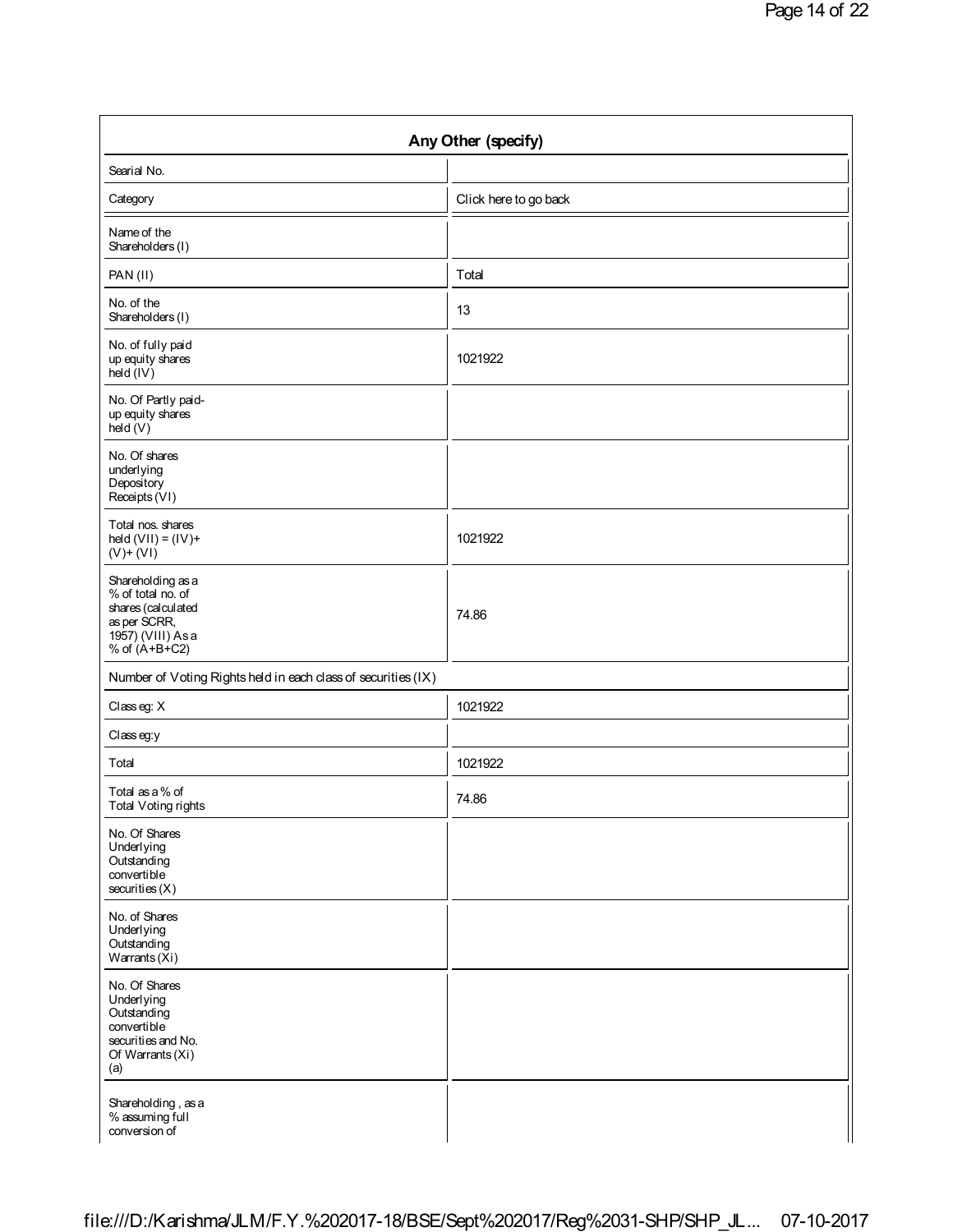| Any Other (specify) | |
|---|---|
| Searial No. | |
| Category | Click here to go back |
| Name of the Shareholders (I) | |
| PAN (II) | Total |
| No. of the Shareholders (I) | 13 |
| No. of fully paid up equity shares held (IV) | 1021922 |
| No. Of Partly paid-up equity shares held (V) | |
| No. Of shares underlying Depository Receipts (VI) | |
| Total nos. shares held (VII) = (IV)+ (V)+ (VI) | 1021922 |
| Shareholding as a % of total no. of shares (calculated as per SCRR, 1957) (VIII) As a % of (A+B+C2) | 74.86 |
| Number of Voting Rights held in each class of securities (IX) | |
| Class eg: X | 1021922 |
| Class eg:y | |
| Total | 1021922 |
| Total as a % of Total Voting rights | 74.86 |
| No. Of Shares Underlying Outstanding convertible securities (X) | |
| No. of Shares Underlying Outstanding Warrants (Xi) | |
| No. Of Shares Underlying Outstanding convertible securities and No. Of Warrants (Xi) (a) | |
| Shareholding , as a % assuming full conversion of | |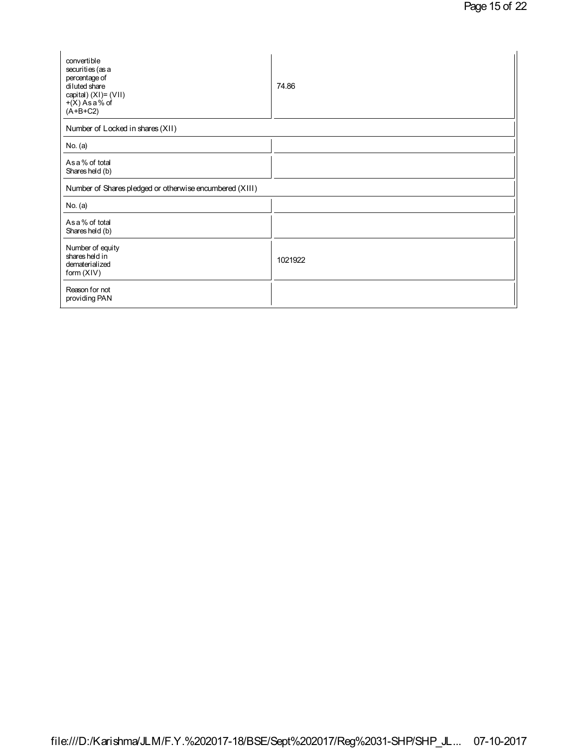| | |
|---|---|
| convertible securities (as a percentage of diluted share capital) (XI)= (VII) +(X) As a % of (A+B+C2) | 74.86 |
| **Number of Locked in shares (XII)** | |
| No. (a) | |
| As a % of total Shares held (b) | |
| **Number of Shares pledged or otherwise encumbered (XIII)** | |
| No. (a) | |
| As a % of total Shares held (b) | |
| Number of equity shares held in dematerialized form (XIV) | 1021922 |
| Reason for not providing PAN | |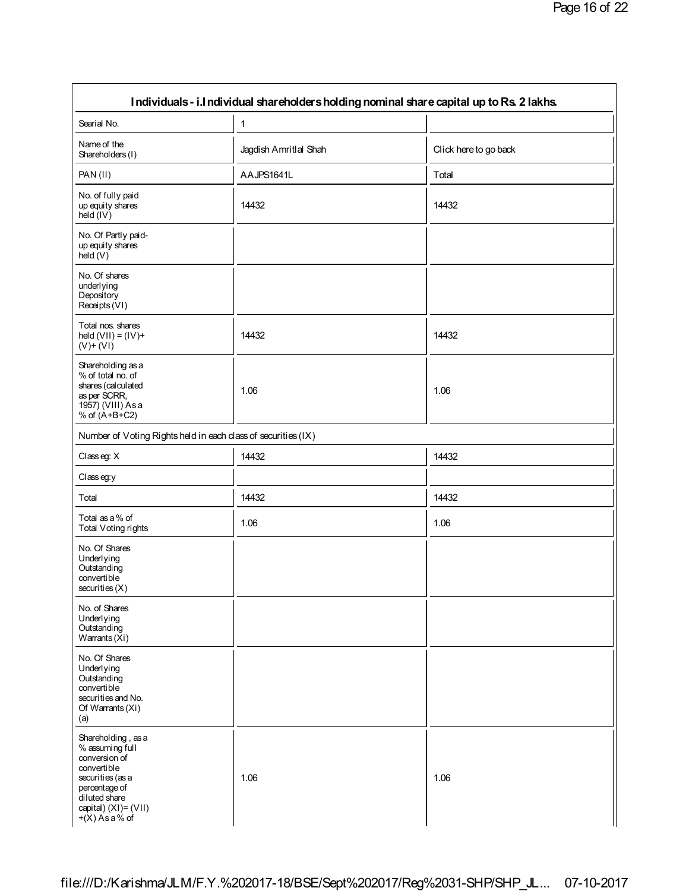| Individuals - i.Individual shareholders holding nominal share capital up to Rs. 2 lakhs. | | |
|---|---|---|
| Searial No. | 1 | |
| Name of the Shareholders (I) | Jagdish Amritlal Shah | Click here to go back |
| PAN (II) | AAJPS1641L | Total |
| No. of fully paid up equity shares held (IV) | 14432 | 14432 |
| No. Of Partly paid-up equity shares held (V) | | |
| No. Of shares underlying Depository Receipts (VI) | | |
| Total nos. shares held (VII) = (IV)+ (V)+ (VI) | 14432 | 14432 |
| Shareholding as a % of total no. of shares (calculated as per SCRR, 1957) (VIII) As a % of (A+B+C2) | 1.06 | 1.06 |
| Number of Voting Rights held in each class of securities (IX) | | |
| Class eg: X | 14432 | 14432 |
| Class eg:y | | |
| Total | 14432 | 14432 |
| Total as a % of Total Voting rights | 1.06 | 1.06 |
| No. Of Shares Underlying Outstanding convertible securities (X) | | |
| No. of Shares Underlying Outstanding Warrants (Xi) | | |
| No. Of Shares Underlying Outstanding convertible securities and No. Of Warrants (Xi) (a) | | |
| Shareholding , as a % assuming full conversion of convertible securities (as a percentage of diluted share capital) (XI)= (VII) +(X) As a % of | 1.06 | 1.06 |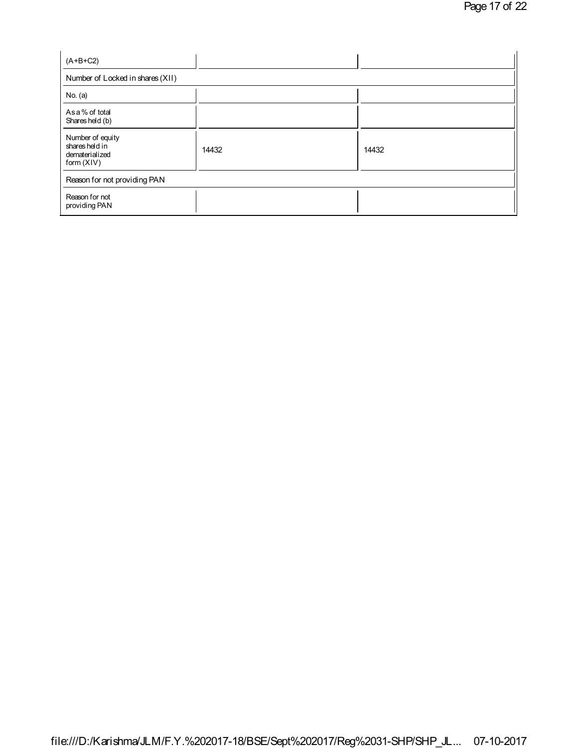| (A+B+C2) | | |
|---|---|---|
| Number of Locked in shares (XII) | | |
| No. (a) | | |
| As a % of total Shares held (b) | | |
| Number of equity shares held in dematerialized form (XIV) | 14432 | 14432 |
| Reason for not providing PAN | | |
| Reason for not providing PAN | | |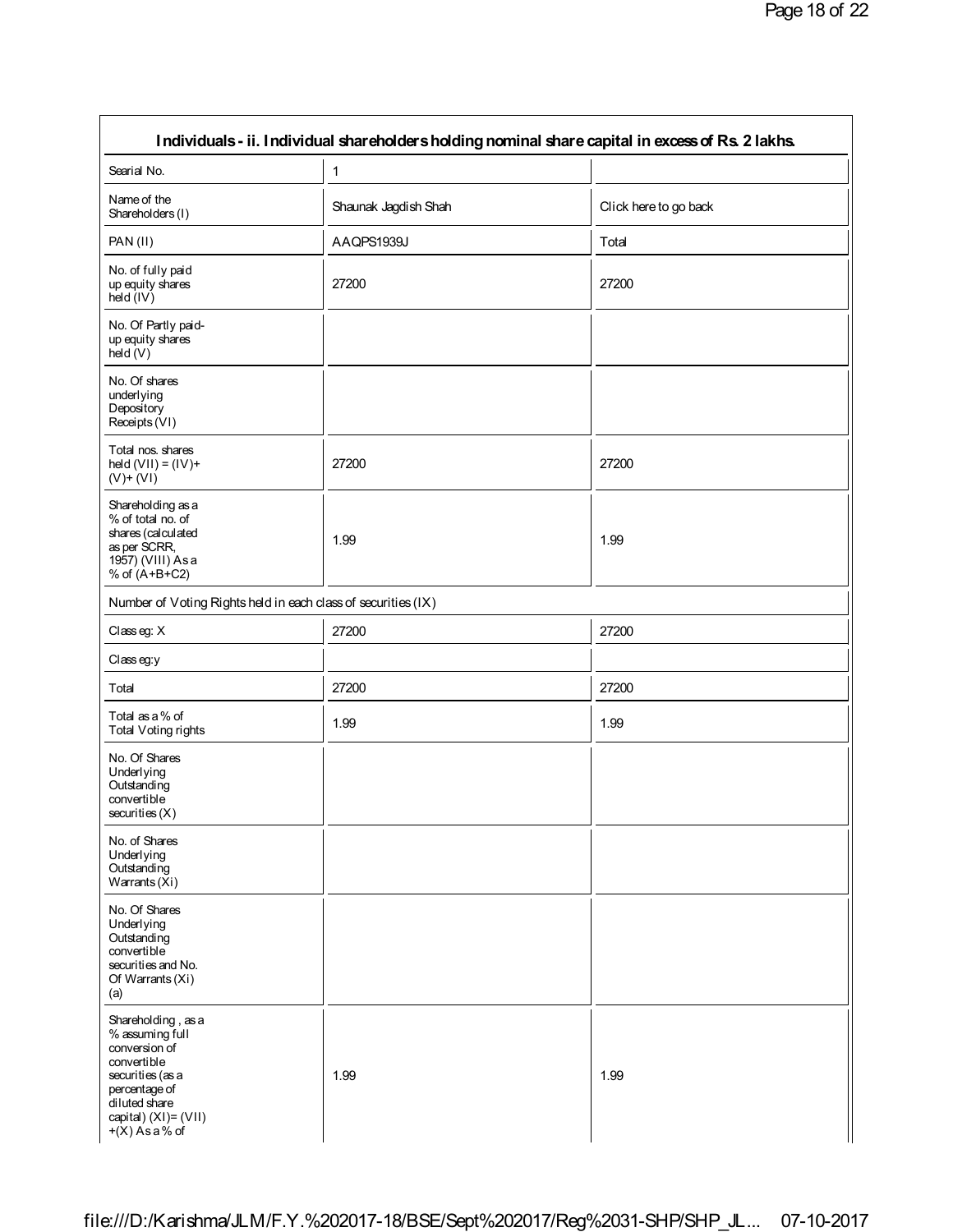| Individuals - ii. Individual shareholders holding nominal share capital in excess of Rs. 2 lakhs. | | |
|---|---|---|
| Searial No. | 1 | |
| Name of the Shareholders (I) | Shaunak Jagdish Shah | Click here to go back |
| PAN (II) | AAQPS1939J | Total |
| No. of fully paid up equity shares held (IV) | 27200 | 27200 |
| No. Of Partly paid-up equity shares held (V) | | |
| No. Of shares underlying Depository Receipts (VI) | | |
| Total nos. shares held (VII) = (IV)+(V)+ (VI) | 27200 | 27200 |
| Shareholding as a % of total no. of shares (calculated as per SCRR, 1957) (VIII) As a % of (A+B+C2) | 1.99 | 1.99 |
| Number of Voting Rights held in each class of securities (IX) | | |
| Class eg: X | 27200 | 27200 |
| Class eg:y | | |
| Total | 27200 | 27200 |
| Total as a % of Total Voting rights | 1.99 | 1.99 |
| No. Of Shares Underlying Outstanding convertible securities (X) | | |
| No. of Shares Underlying Outstanding Warrants (Xi) | | |
| No. Of Shares Underlying Outstanding convertible securities and No. Of Warrants (Xi) (a) | | |
| Shareholding , as a % assuming full conversion of convertible securities (as a percentage of diluted share capital) (XI)= (VII)+(X) As a % of | 1.99 | 1.99 |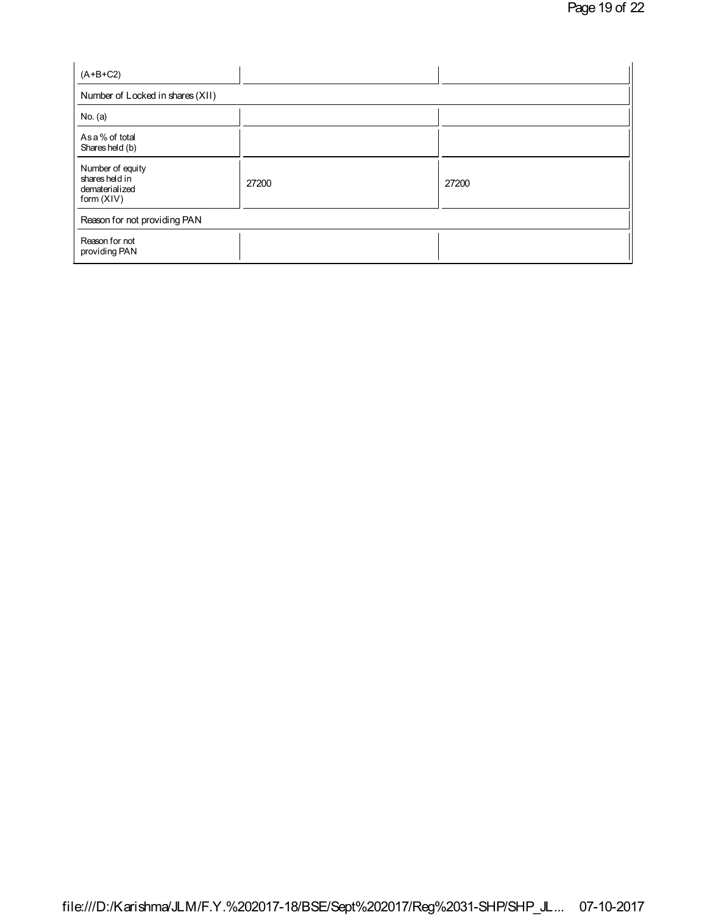| (A+B+C2) | | |
|---|---|---|
| Number of Locked in shares (XII) | | |
| No. (a) | | |
| As a % of total Shares held (b) | | |
| Number of equity shares held in dematerialized form (XIV) | 27200 | 27200 |
| Reason for not providing PAN | | |
| Reason for not providing PAN | | |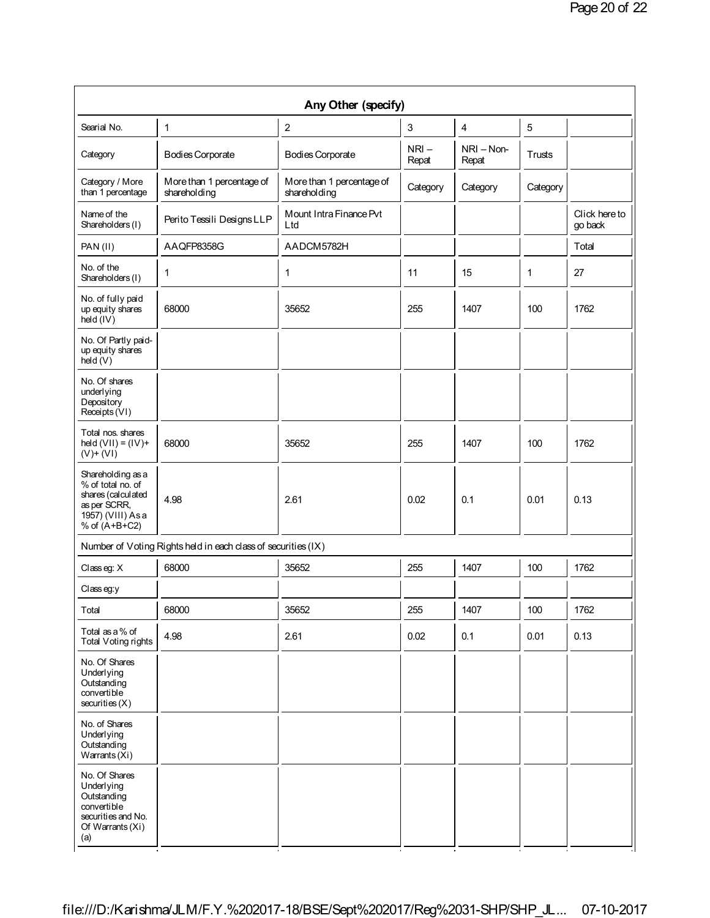## Any Other (specify)

| Searial No. | 1 | 2 | 3 | 4 | 5 | |
|---|---|---|---|---|---|---|
| Category | Bodies Corporate | Bodies Corporate | NRI – Repat | NRI – Non-Repat | Trusts | |
| Category / More than 1 percentage | More than 1 percentage of shareholding | More than 1 percentage of shareholding | Category | Category | Category | |
| Name of the Shareholders (I) | Perito Tessili Designs LLP | Mount Intra Finance Pvt Ltd | | | | Click here to go back |
| PAN (II) | AAQFP8358G | AADCM5782H | | | | Total |
| No. of the Shareholders (I) | 1 | 1 | 11 | 15 | 1 | 27 |
| No. of fully paid up equity shares held (IV) | 68000 | 35652 | 255 | 1407 | 100 | 1762 |
| No. Of Partly paid-up equity shares held (V) | | | | | | |
| No. Of shares underlying Depository Receipts (VI) | | | | | | |
| Total nos. shares held (VII) = (IV)+ (V)+ (VI) | 68000 | 35652 | 255 | 1407 | 100 | 1762 |
| Shareholding as a % of total no. of shares (calculated as per SCRR, 1957) (VIII) As a % of (A+B+C2) | 4.98 | 2.61 | 0.02 | 0.1 | 0.01 | 0.13 |
| Number of Voting Rights held in each class of securities (IX) | | | | | | |
| Class eg: X | 68000 | 35652 | 255 | 1407 | 100 | 1762 |
| Class eg:y | | | | | | |
| Total | 68000 | 35652 | 255 | 1407 | 100 | 1762 |
| Total as a % of Total Voting rights | 4.98 | 2.61 | 0.02 | 0.1 | 0.01 | 0.13 |
| No. Of Shares Underlying Outstanding convertible securities (X) | | | | | | |
| No. of Shares Underlying Outstanding Warrants (Xi) | | | | | | |
| No. Of Shares Underlying Outstanding convertible securities and No. Of Warrants (Xi) (a) | | | | | | |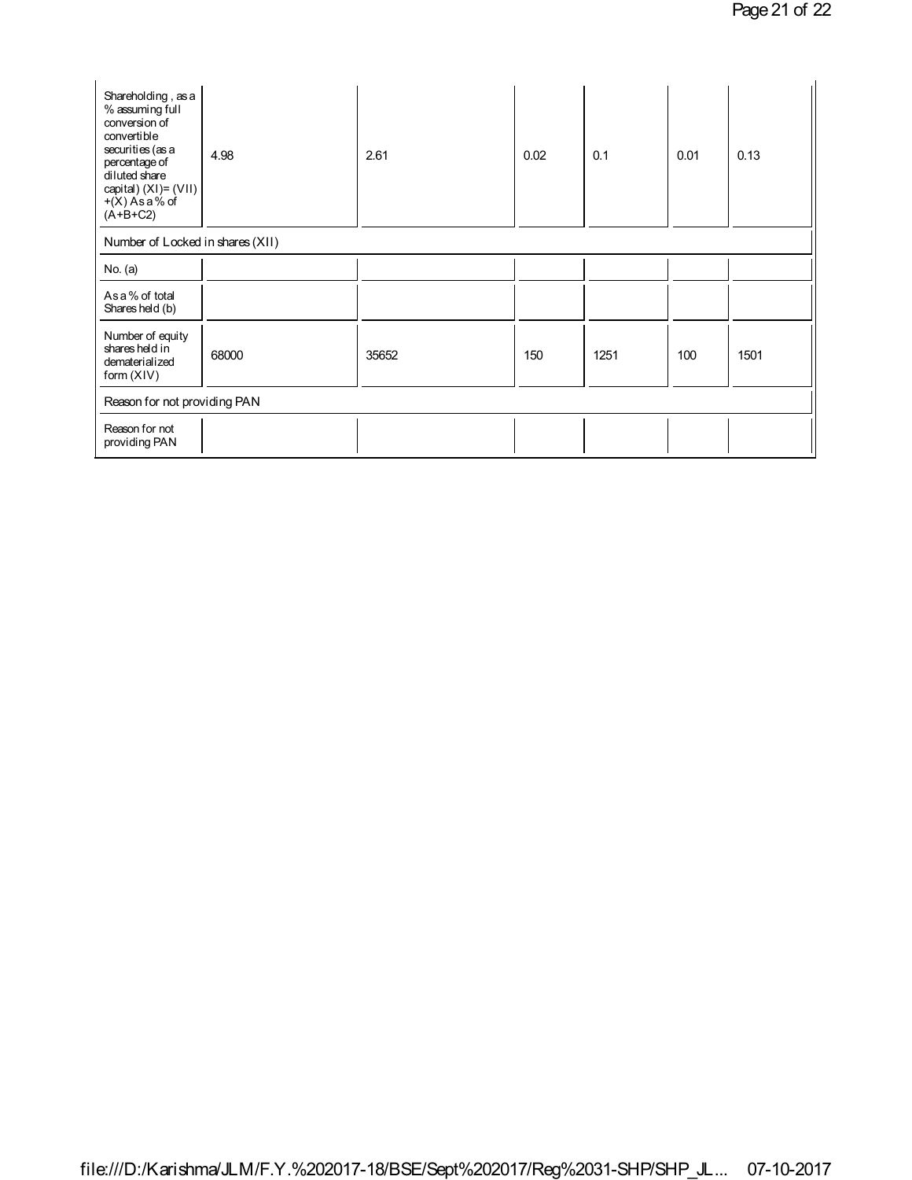| Shareholding , as a % assuming full conversion of convertible securities (as a percentage of diluted share capital) (XI)= (VII)+(X) As a % of (A+B+C2) | 4.98 | 2.61 | 0.02 | 0.1 | 0.01 | 0.13 |
|---|---|---|---|---|---|---|
| Number of Locked in shares (XII) | | | | | | |
| No. (a) | | | | | | |
| As a % of total Shares held (b) | | | | | | |
| Number of equity shares held in dematerialized form (XIV) | 68000 | 35652 | 150 | 1251 | 100 | 1501 |
| Reason for not providing PAN | | | | | | |
| Reason for not providing PAN | | | | | | |

file:///D:/Karishma/JLM/F.Y.%202017-18/BSE/Sept%202017/Reg%2031-SHP/SHP_JL... 07-10-2017